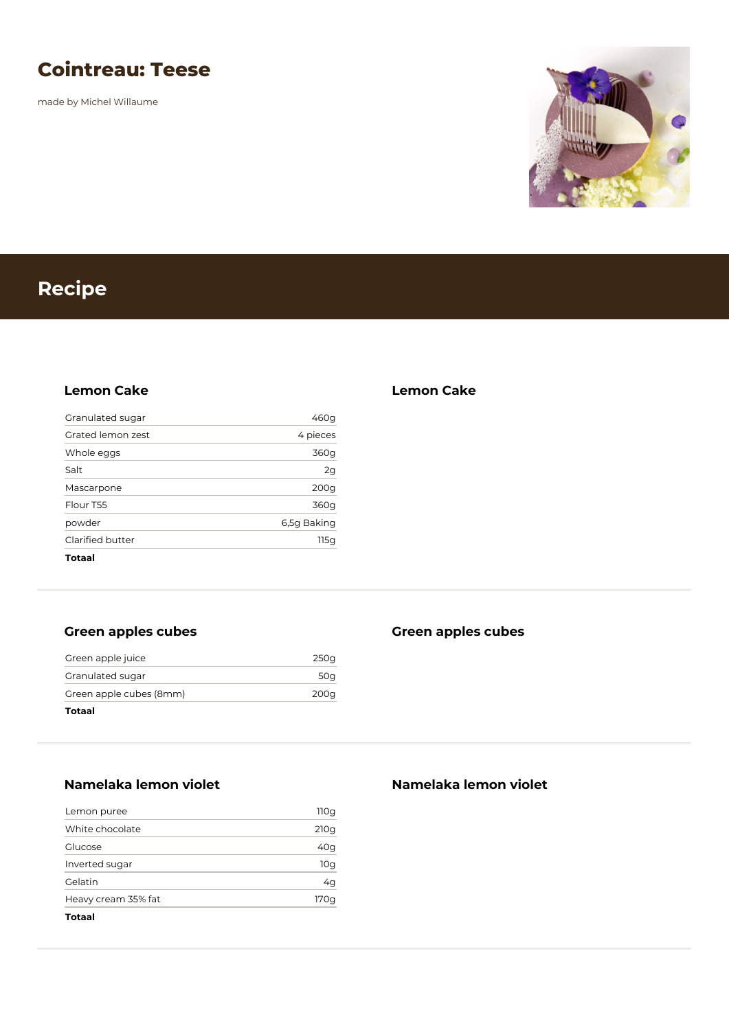# Cointreau: Teese

made by Michel Willaume

## Recipe

### Lemon Cake

| | |
|---|---|
| Granulated sugar | 460g |
| Grated lemon zest | 4 pieces |
| Whole eggs | 360g |
| Salt | 2g |
| Mascarpone | 200g |
| Flour T55 | 360g |
| powder | 6,5g Baking |
| Clarified butter | 115g |
| **Totaal** | |

### Lemon Cake

### Green apples cubes

| | |
|---|---|
| Green apple juice | 250g |
| Granulated sugar | 50g |
| Green apple cubes (8mm) | 200g |
| **Totaal** | |

### Green apples cubes

### Namelaka lemon violet

| | |
|---|---|
| Lemon puree | 110g |
| White chocolate | 210g |
| Glucose | 40g |
| Inverted sugar | 10g |
| Gelatin | 4g |
| Heavy cream 35% fat | 170g |
| **Totaal** | |

### Namelaka lemon violet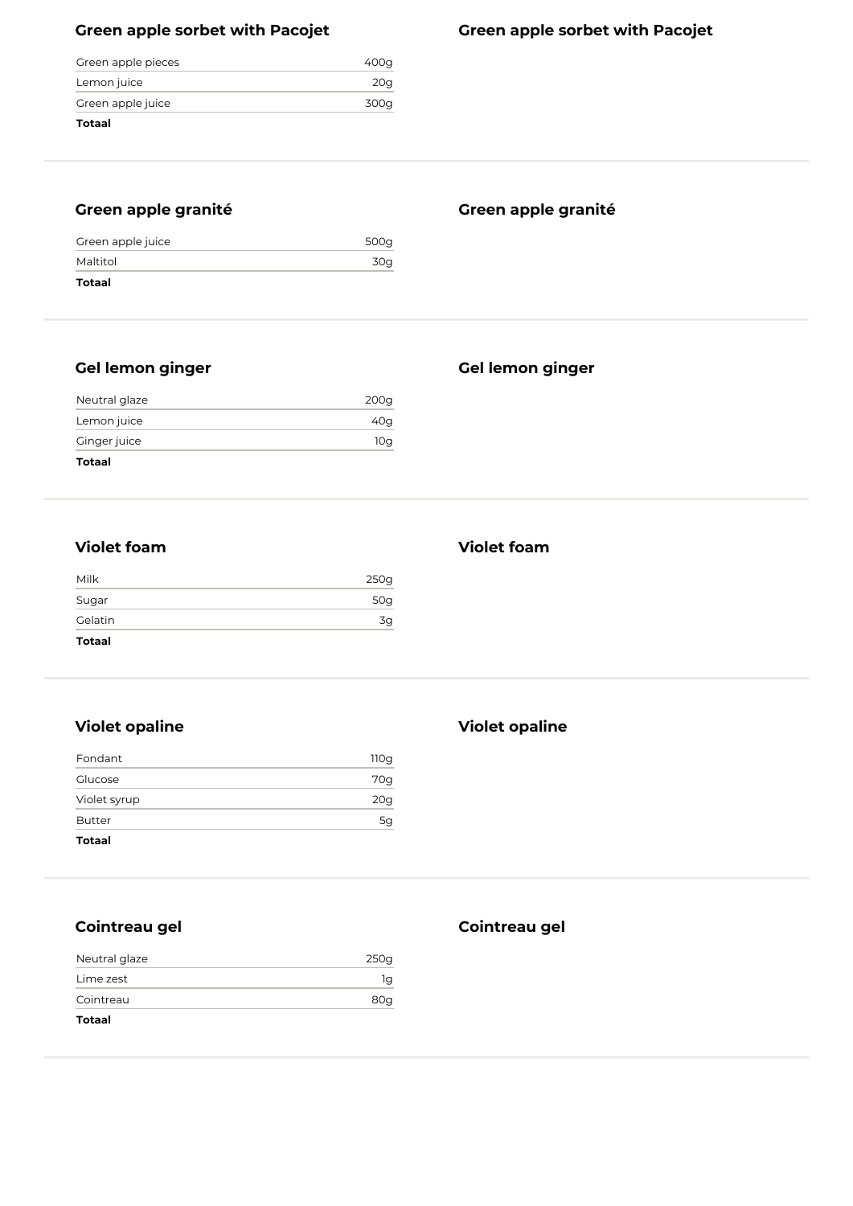## Green apple sorbet with Pacojet

| | |
|---|---|
| Green apple pieces | 400g |
| Lemon juice | 20g |
| Green apple juice | 300g |
| **Totaal** | |

## Green apple sorbet with Pacojet

## Green apple granité

| | |
|---|---|
| Green apple juice | 500g |
| Maltitol | 30g |
| **Totaal** | |

## Green apple granité

## Gel lemon ginger

| | |
|---|---|
| Neutral glaze | 200g |
| Lemon juice | 40g |
| Ginger juice | 10g |
| **Totaal** | |

## Gel lemon ginger

## Violet foam

| | |
|---|---|
| Milk | 250g |
| Sugar | 50g |
| Gelatin | 3g |
| **Totaal** | |

## Violet foam

## Violet opaline

| | |
|---|---|
| Fondant | 110g |
| Glucose | 70g |
| Violet syrup | 20g |
| Butter | 5g |
| **Totaal** | |

## Violet opaline

## Cointreau gel

| | |
|---|---|
| Neutral glaze | 250g |
| Lime zest | 1g |
| Cointreau | 80g |
| **Totaal** | |

## Cointreau gel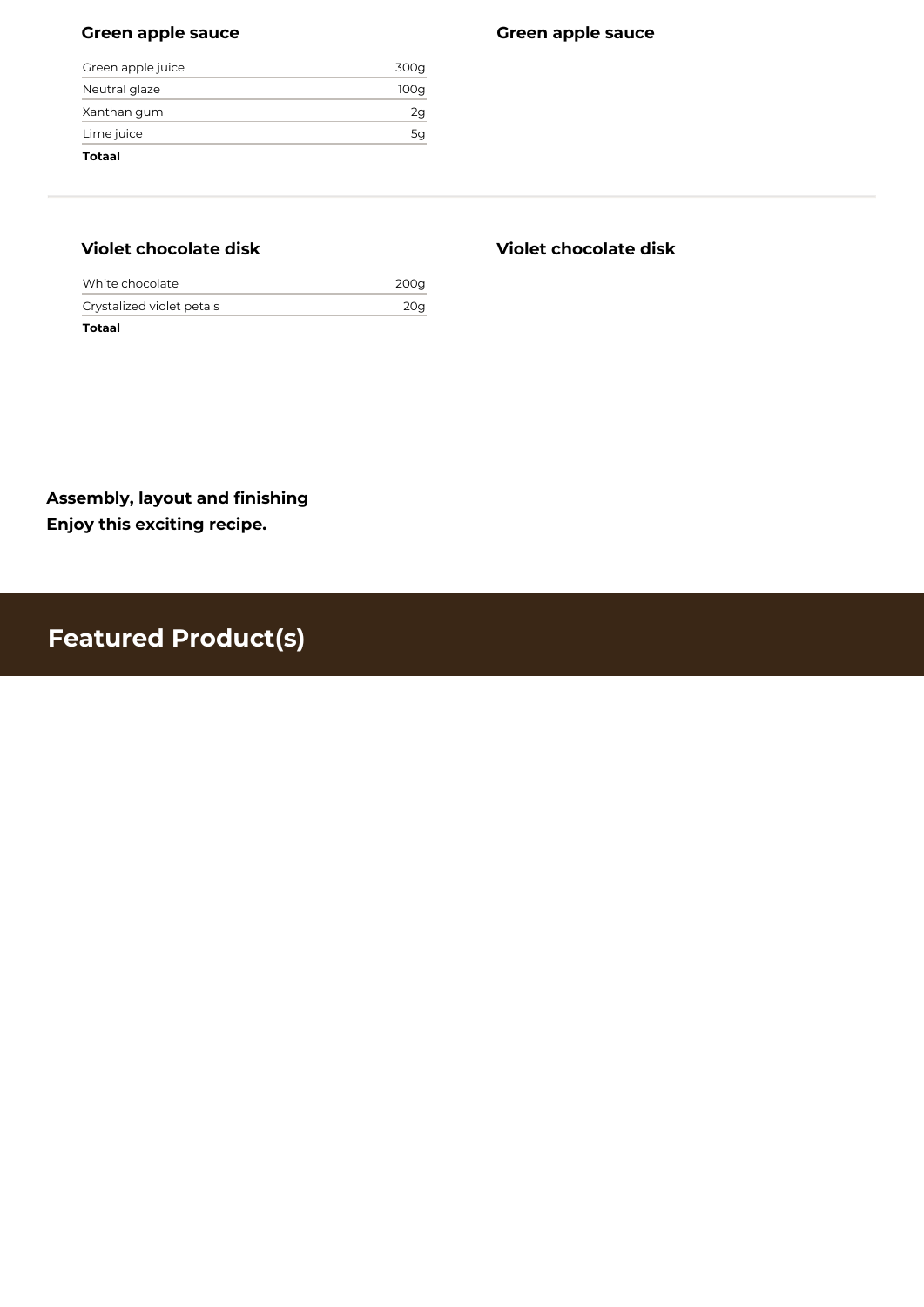### Green apple sauce

| | |
|---|---|
| Green apple juice | 300g |
| Neutral glaze | 100g |
| Xanthan gum | 2g |
| Lime juice | 5g |
| **Totaal** | |

### Green apple sauce

### Violet chocolate disk

| | |
|---|---|
| White chocolate | 200g |
| Crystalized violet petals | 20g |
| **Totaal** | |

### Violet chocolate disk

**Assembly, layout and finishing**

**Enjoy this exciting recipe.**

## Featured Product(s)